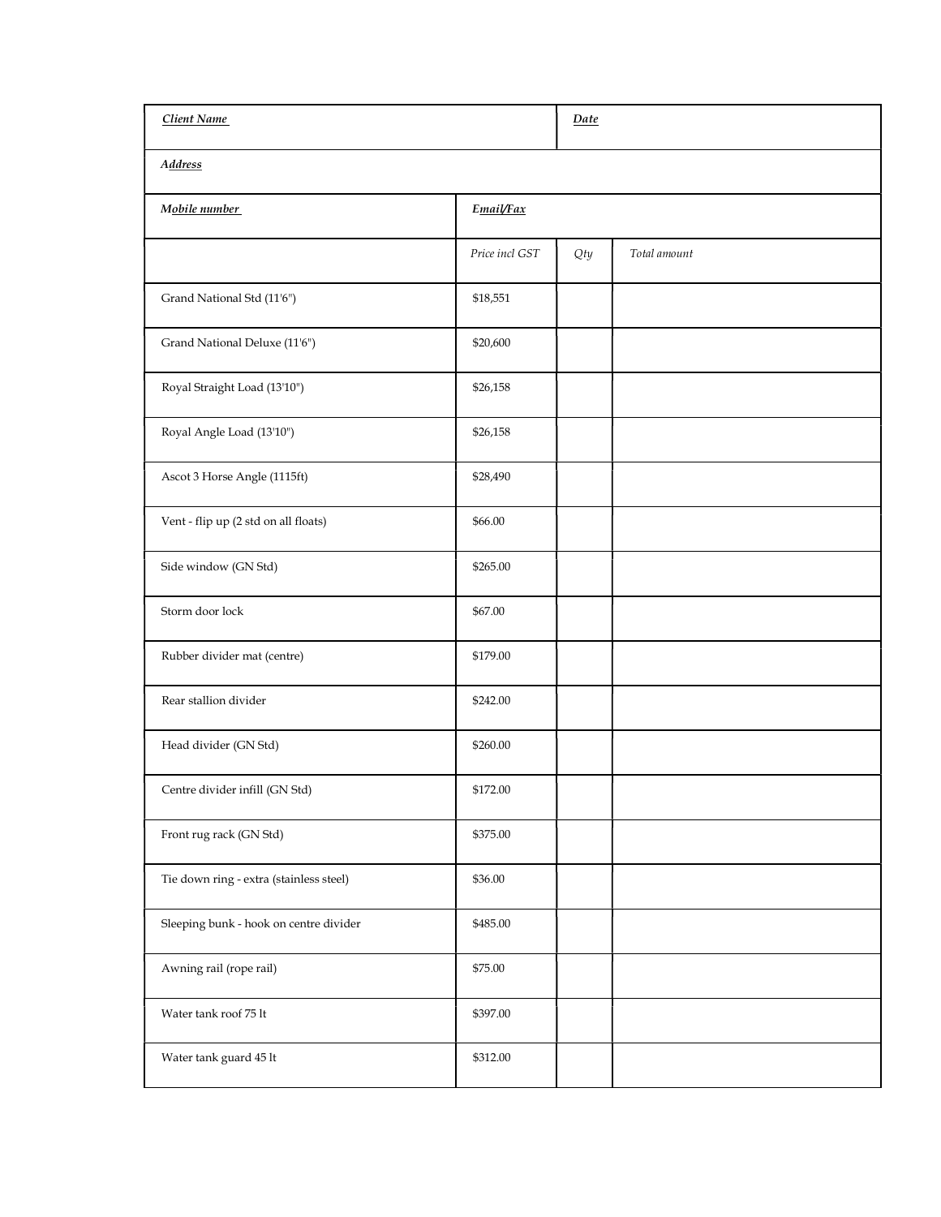| ***Client Name*** | | ***Date*** | |
|---|---|---|---|
| ***Address*** | | | |
| ***Mobile number*** | ***Email/Fax*** | | |
| | *Price incl GST* | *Qty* | *Total amount* |
| Grand National Std (11'6") | $18,551 | | |
| Grand National Deluxe (11'6") | $20,600 | | |
| Royal Straight Load (13'10") | $26,158 | | |
| Royal Angle Load (13'10") | $26,158 | | |
| Ascot 3 Horse Angle (1115ft) | $28,490 | | |
| Vent - flip up (2 std on all floats) | $66.00 | | |
| Side window (GN Std) | $265.00 | | |
| Storm door lock | $67.00 | | |
| Rubber divider mat (centre) | $179.00 | | |
| Rear stallion divider | $242.00 | | |
| Head divider (GN Std) | $260.00 | | |
| Centre divider infill (GN Std) | $172.00 | | |
| Front rug rack (GN Std) | $375.00 | | |
| Tie down ring - extra (stainless steel) | $36.00 | | |
| Sleeping bunk - hook on centre divider | $485.00 | | |
| Awning rail (rope rail) | $75.00 | | |
| Water tank roof 75 lt | $397.00 | | |
| Water tank guard 45 lt | $312.00 | | |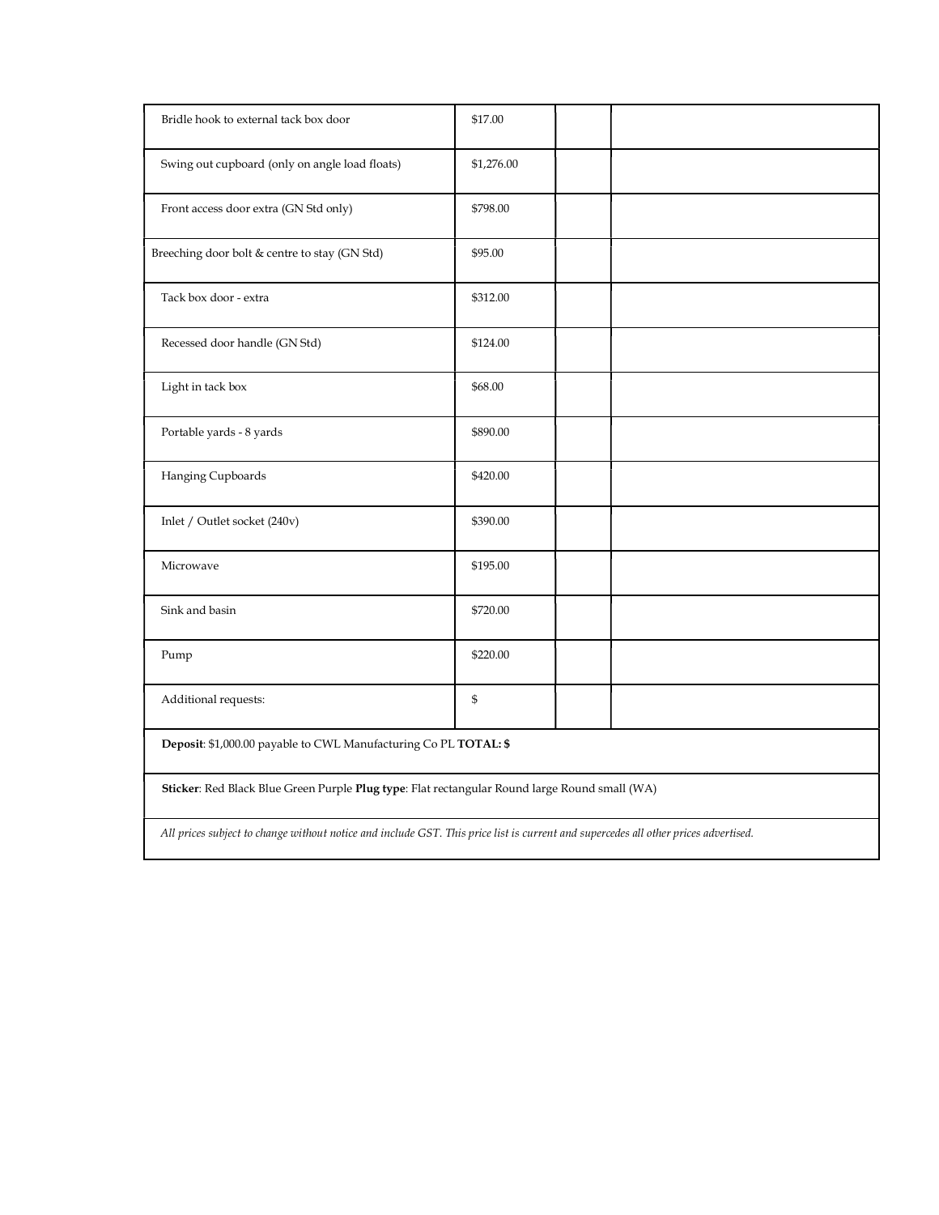| | | | |
|---|---|---|---|
| Bridle hook to external tack box door | $17.00 | | |
| Swing out cupboard (only on angle load floats) | $1,276.00 | | |
| Front access door extra (GN Std only) | $798.00 | | |
| Breeching door bolt & centre to stay (GN Std) | $95.00 | | |
| Tack box door - extra | $312.00 | | |
| Recessed door handle (GN Std) | $124.00 | | |
| Light in tack box | $68.00 | | |
| Portable yards - 8 yards | $890.00 | | |
| Hanging Cupboards | $420.00 | | |
| Inlet / Outlet socket (240v) | $390.00 | | |
| Microwave | $195.00 | | |
| Sink and basin | $720.00 | | |
| Pump | $220.00 | | |
| Additional requests: | $ | | |
| **Deposit**: $1,000.00 payable to CWL Manufacturing Co PL **TOTAL: $** | | | |
| **Sticker**: Red Black Blue Green Purple **Plug type**: Flat rectangular Round large Round small (WA) | | | |
| *All prices subject to change without notice and include GST. This price list is current and supercedes all other prices advertised.* | | | |